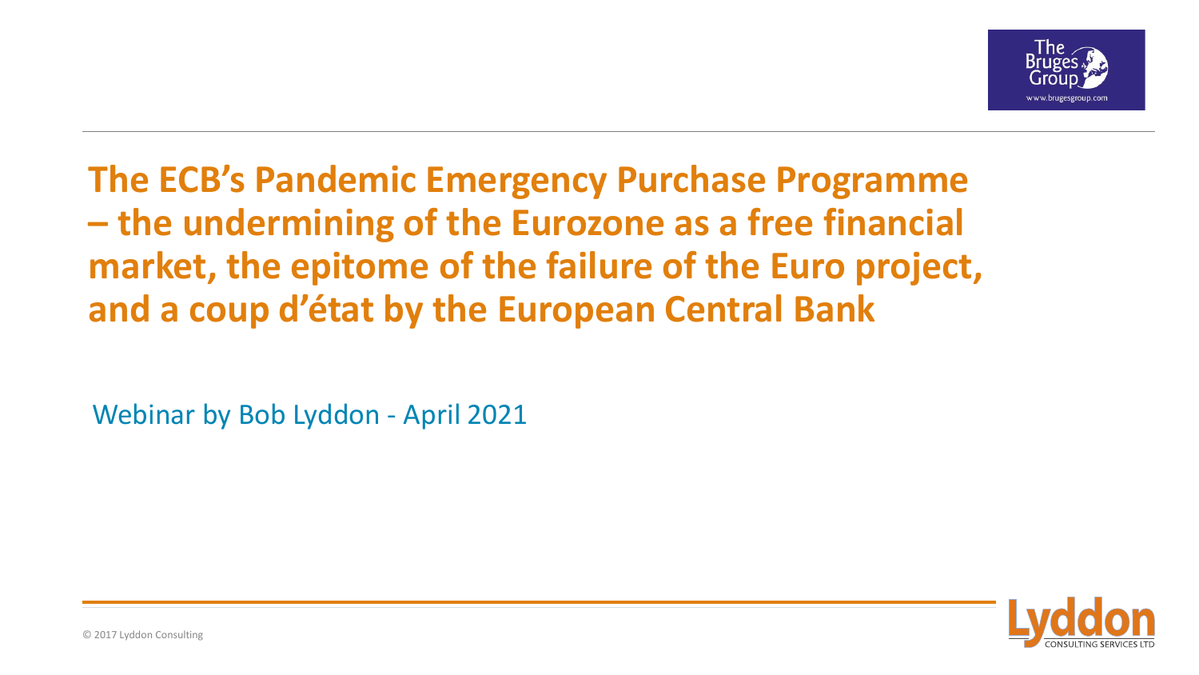# The ECB's Pandemic Emergency Purchase Programme – the undermining of the Eurozone as a free financial market, the epitome of the failure of the Euro project, and a coup d'état by the European Central Bank

Webinar by Bob Lyddon - April 2021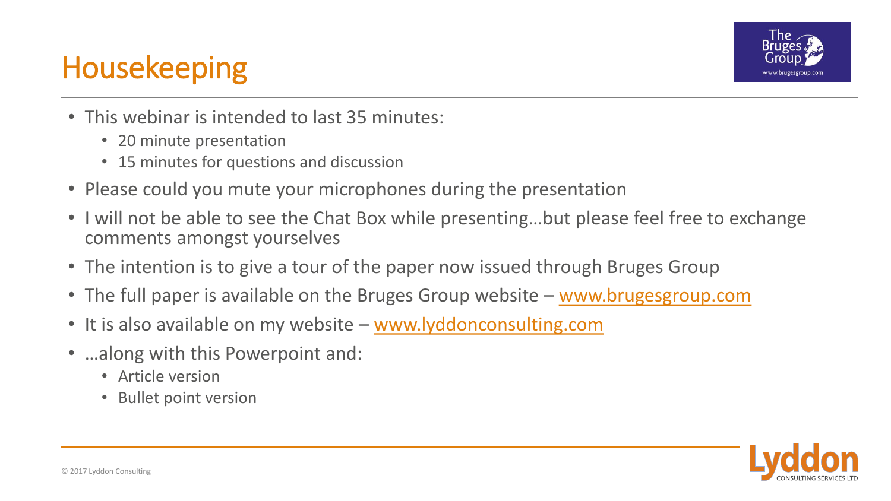# Housekeeping

- This webinar is intended to last 35 minutes:
  - 20 minute presentation
  - 15 minutes for questions and discussion
- Please could you mute your microphones during the presentation
- I will not be able to see the Chat Box while presenting…but please feel free to exchange comments amongst yourselves
- The intention is to give a tour of the paper now issued through Bruges Group
- The full paper is available on the Bruges Group website – [www.brugesgroup.com](http://www.brugesgroup.com)
- It is also available on my website – [www.lyddonconsulting.com](http://www.lyddonconsulting.com)
- …along with this Powerpoint and:
  - Article version
  - Bullet point version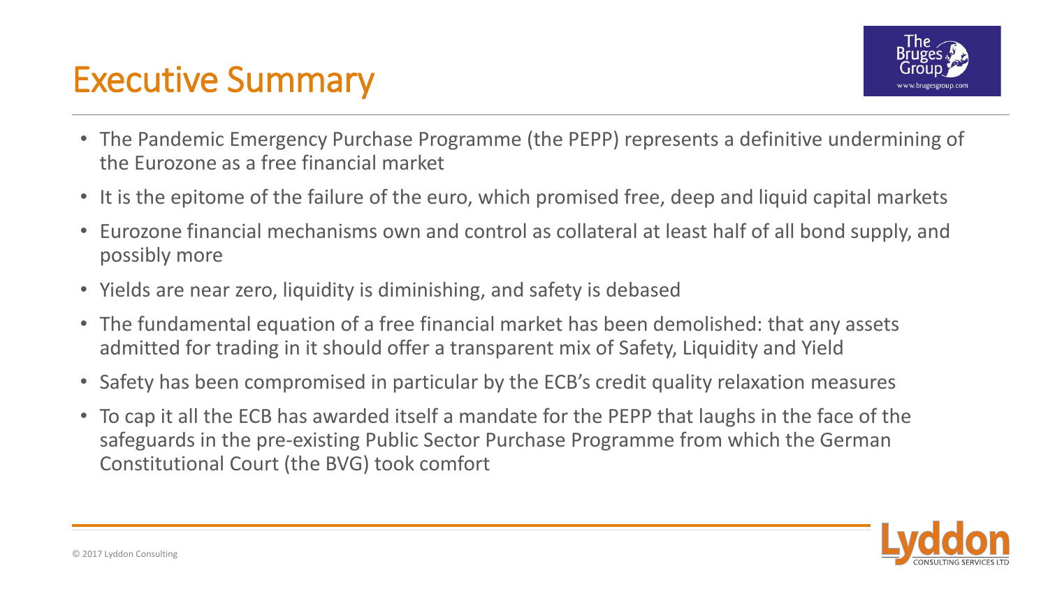# Executive Summary

- The Pandemic Emergency Purchase Programme (the PEPP) represents a definitive undermining of the Eurozone as a free financial market
- It is the epitome of the failure of the euro, which promised free, deep and liquid capital markets
- Eurozone financial mechanisms own and control as collateral at least half of all bond supply, and possibly more
- Yields are near zero, liquidity is diminishing, and safety is debased
- The fundamental equation of a free financial market has been demolished: that any assets admitted for trading in it should offer a transparent mix of Safety, Liquidity and Yield
- Safety has been compromised in particular by the ECB's credit quality relaxation measures
- To cap it all the ECB has awarded itself a mandate for the PEPP that laughs in the face of the safeguards in the pre-existing Public Sector Purchase Programme from which the German Constitutional Court (the BVG) took comfort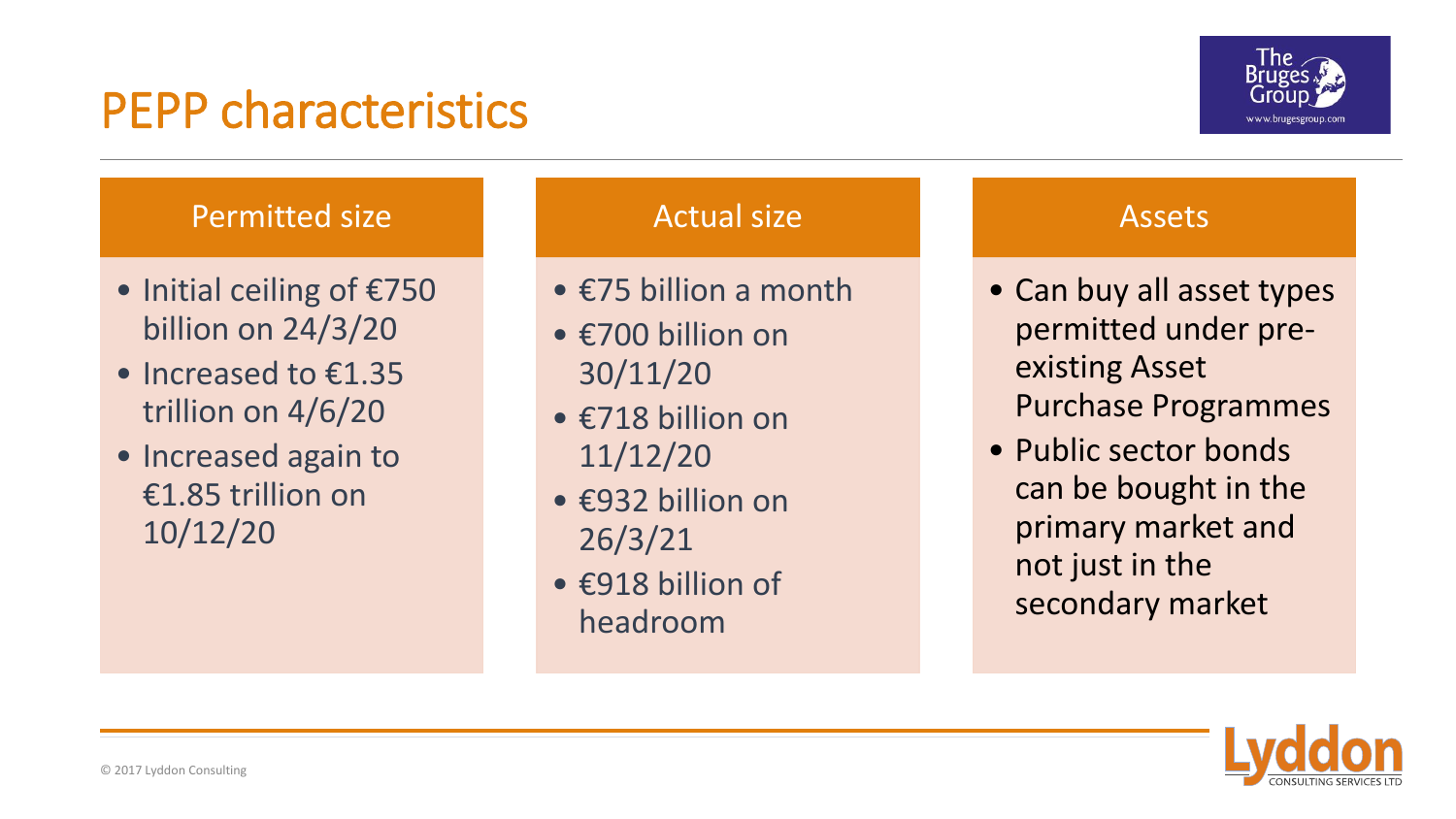# PEPP characteristics

### Permitted size

- Initial ceiling of €750 billion on 24/3/20
- Increased to €1.35 trillion on 4/6/20
- Increased again to €1.85 trillion on 10/12/20

### Actual size

- €75 billion a month
- €700 billion on 30/11/20
- €718 billion on 11/12/20
- €932 billion on 26/3/21
- €918 billion of headroom

### Assets

- Can buy all asset types permitted under pre-existing Asset Purchase Programmes
- Public sector bonds can be bought in the primary market and not just in the secondary market

© 2017 Lyddon Consulting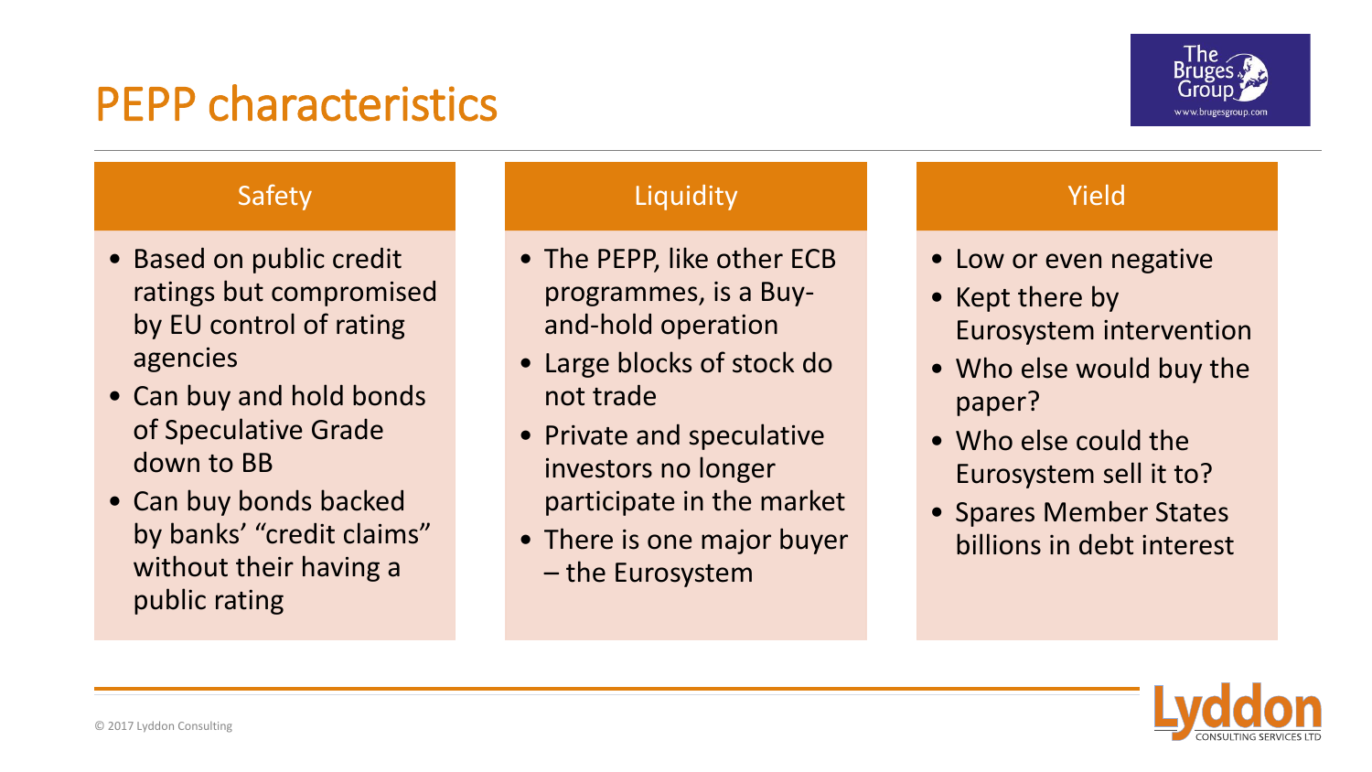# PEPP characteristics

## Safety

- Based on public credit ratings but compromised by EU control of rating agencies
- Can buy and hold bonds of Speculative Grade down to BB
- Can buy bonds backed by banks' "credit claims" without their having a public rating

## Liquidity

- The PEPP, like other ECB programmes, is a Buy-and-hold operation
- Large blocks of stock do not trade
- Private and speculative investors no longer participate in the market
- There is one major buyer – the Eurosystem

## Yield

- Low or even negative
- Kept there by Eurosystem intervention
- Who else would buy the paper?
- Who else could the Eurosystem sell it to?
- Spares Member States billions in debt interest

© 2017 Lyddon Consulting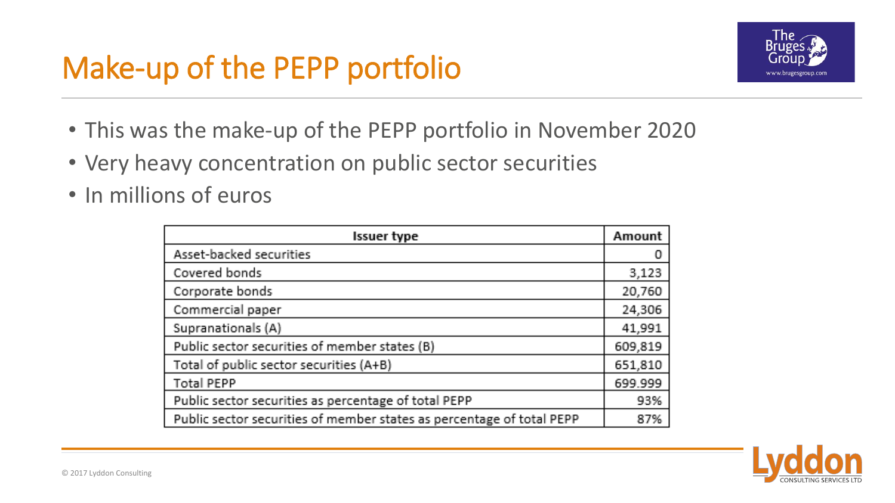# Make-up of the PEPP portfolio

- This was the make-up of the PEPP portfolio in November 2020
- Very heavy concentration on public sector securities
- In millions of euros

| Issuer type | Amount |
|---|---|
| Asset-backed securities | 0 |
| Covered bonds | 3,123 |
| Corporate bonds | 20,760 |
| Commercial paper | 24,306 |
| Supranationals (A) | 41,991 |
| Public sector securities of member states (B) | 609,819 |
| Total of public sector securities (A+B) | 651,810 |
| Total PEPP | 699.999 |
| Public sector securities as percentage of total PEPP | 93% |
| Public sector securities of member states as percentage of total PEPP | 87% |

© 2017 Lyddon Consulting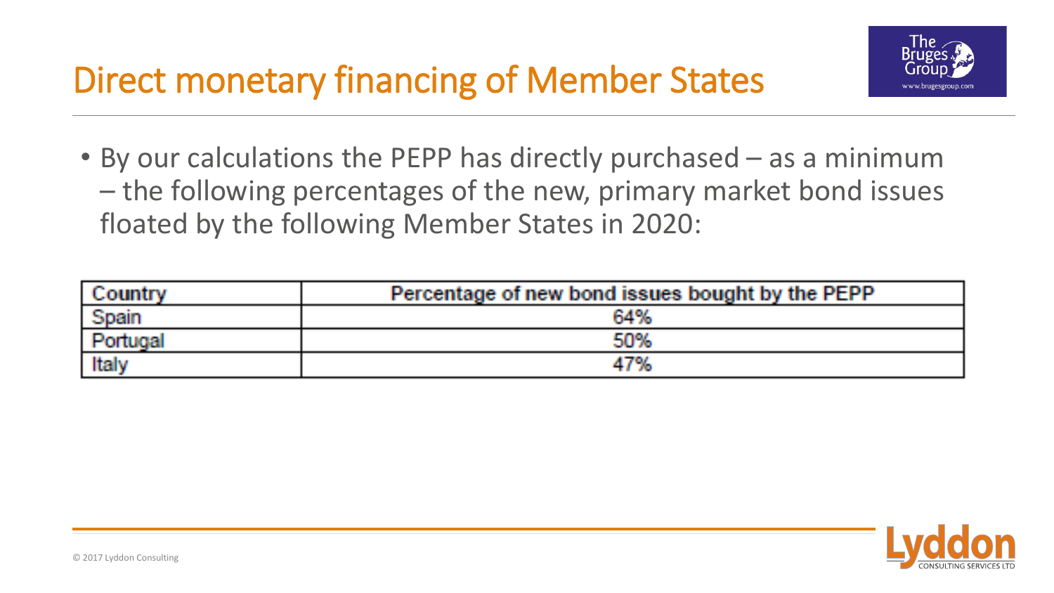# Direct monetary financing of Member States

- By our calculations the PEPP has directly purchased – as a minimum – the following percentages of the new, primary market bond issues floated by the following Member States in 2020:

| Country | Percentage of new bond issues bought by the PEPP |
|---|---|
| Spain | 64% |
| Portugal | 50% |
| Italy | 47% |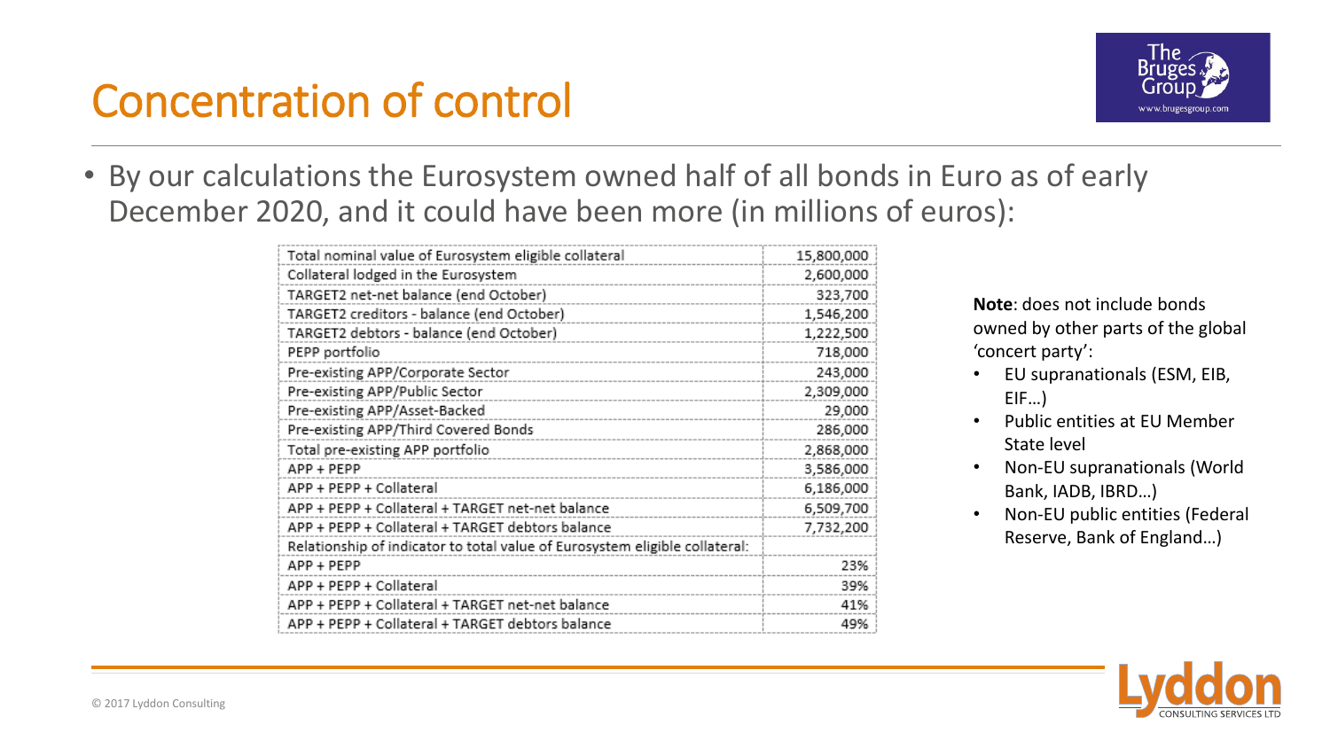# Concentration of control

- By our calculations the Eurosystem owned half of all bonds in Euro as of early December 2020, and it could have been more (in millions of euros):

| | |
|---|---|
| Total nominal value of Eurosystem eligible collateral | 15,800,000 |
| Collateral lodged in the Eurosystem | 2,600,000 |
| TARGET2 net-net balance (end October) | 323,700 |
| TARGET2 creditors - balance (end October) | 1,546,200 |
| TARGET2 debtors - balance (end October) | 1,222,500 |
| PEPP portfolio | 718,000 |
| Pre-existing APP/Corporate Sector | 243,000 |
| Pre-existing APP/Public Sector | 2,309,000 |
| Pre-existing APP/Asset-Backed | 29,000 |
| Pre-existing APP/Third Covered Bonds | 286,000 |
| Total pre-existing APP portfolio | 2,868,000 |
| APP + PEPP | 3,586,000 |
| APP + PEPP + Collateral | 6,186,000 |
| APP + PEPP + Collateral + TARGET net-net balance | 6,509,700 |
| APP + PEPP + Collateral + TARGET debtors balance | 7,732,200 |
| Relationship of indicator to total value of Eurosystem eligible collateral: | |
| APP + PEPP | 23% |
| APP + PEPP + Collateral | 39% |
| APP + PEPP + Collateral + TARGET net-net balance | 41% |
| APP + PEPP + Collateral + TARGET debtors balance | 49% |

**Note**: does not include bonds owned by other parts of the global 'concert party':

- EU supranationals (ESM, EIB, EIF…)
- Public entities at EU Member State level
- Non-EU supranationals (World Bank, IADB, IBRD…)
- Non-EU public entities (Federal Reserve, Bank of England…)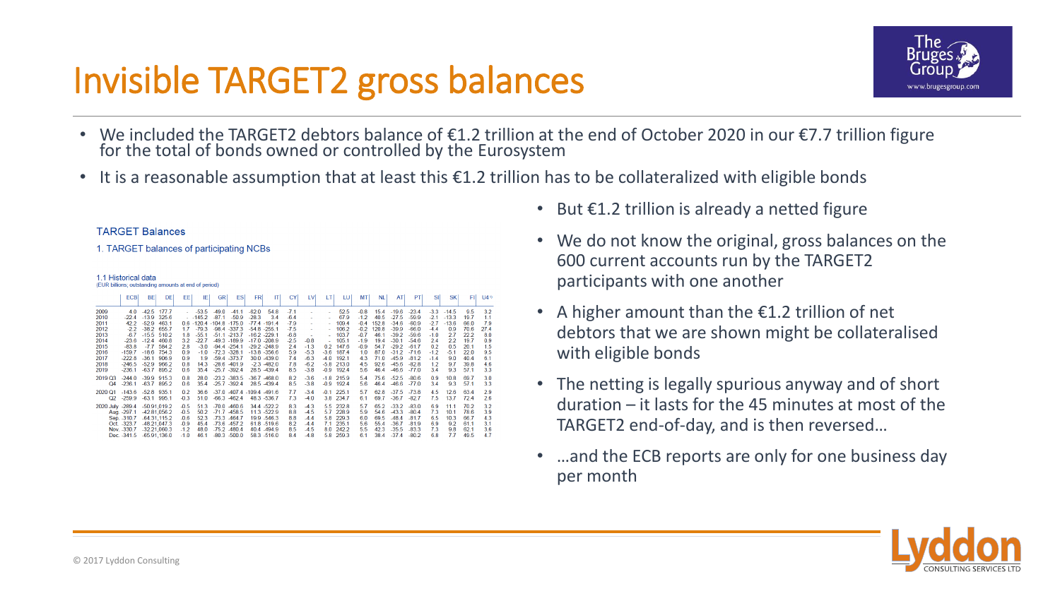# Invisible TARGET2 gross balances

- We included the TARGET2 debtors balance of €1.2 trillion at the end of October 2020 in our €7.7 trillion figure for the total of bonds owned or controlled by the Eurosystem
- It is a reasonable assumption that at least this €1.2 trillion has to be collateralized with eligible bonds

**TARGET Balances**

1. TARGET balances of participating NCBs

1.1 Historical data
(EUR billions; outstanding amounts at end of period)

| | ECB | BE | DE | EE | IE | GR | ES | FR | IT | CY | LV | LT | LU | MT | NL | AT | PT | SI | SK | FI | U4 |
|---|---|---|---|---|---|---|---|---|---|---|---|---|---|---|---|---|---|---|---|---|---|
| 2009 | -4.0 | -42.5 | 177.7 | - | -53.5 | -49.0 | -41.1 | -82.0 | 54.8 | -7.1 | - | - | 52.5 | -0.8 | 15.4 | -19.6 | -23.4 | -3.3 | -14.5 | 9.5 | 3.2 |
| 2010 | -22.4 | -13.9 | 325.6 | - | -145.2 | -87.1 | -50.9 | -28.3 | 3.4 | -6.4 | - | - | 67.9 | -1.2 | 40.5 | -27.5 | -59.9 | -2.1 | -13.3 | 19.7 | 1.1 |
| 2011 | 42.2 | -52.9 | 463.1 | 0.6 | -120.4 | -104.8 | -175.0 | -77.4 | -191.4 | -7.9 | - | - | 109.4 | -0.4 | 152.8 | -34.6 | -60.9 | -2.7 | -13.6 | 66.0 | 7.9 |
| 2012 | -2.2 | -38.2 | 655.7 | 1.7 | -79.3 | -98.4 | -337.3 | -54.8 | -255.1 | -7.5 | - | - | 106.2 | -0.2 | 120.8 | -39.9 | -66.0 | -4.4 | 0.9 | 70.6 | 27.4 |
| 2013 | -6.7 | -15.5 | 510.2 | 1.8 | -55.1 | -51.1 | -213.7 | -16.2 | -229.1 | -6.8 | - | - | 103.7 | -0.7 | 48.1 | -29.2 | -59.6 | -1.0 | 2.7 | 22.2 | 8.0 |
| 2014 | -23.6 | -12.4 | 460.8 | 3.2 | -22.7 | -49.3 | -189.9 | -17.0 | -208.9 | -2.5 | -0.8 | - | 105.1 | -1.9 | 19.4 | -30.1 | -54.6 | 2.4 | 2.2 | 19.7 | 0.9 |
| 2015 | -83.8 | -7.7 | 584.2 | 2.8 | -3.0 | -94.4 | -254.1 | -29.2 | -248.9 | 2.4 | -1.3 | 0.2 | 147.6 | -0.9 | 54.7 | -29.2 | -61.7 | 0.2 | 0.5 | 20.1 | 1.5 |
| 2016 | -159.7 | -18.6 | 754.3 | 0.9 | -1.0 | -72.3 | -328.1 | -13.8 | -356.0 | 5.9 | -3.3 | -3.6 | 187.4 | 1.0 | 87.0 | -31.2 | -71.6 | -1.2 | -5.1 | 22.0 | 9.5 |
| 2017 | -222.8 | -36.1 | 906.9 | 0.9 | 1.9 | -59.4 | -373.7 | 30.0 | -439.0 | 7.4 | -6.3 | -4.0 | 192.1 | 4.3 | 71.0 | -45.9 | -81.2 | -1.4 | 9.0 | 40.4 | 6.1 |
| 2018 | -246.5 | -52.9 | 966.2 | 0.8 | 14.3 | -28.6 | -401.9 | -2.3 | -482.0 | 7.8 | -6.2 | -5.8 | 213.0 | 4.5 | 92.6 | -45.6 | -82.8 | 1.2 | 9.7 | 39.8 | 4.6 |
| 2019 | -236.1 | -63.7 | 895.2 | 0.6 | 35.4 | -25.7 | -392.4 | 28.5 | -439.4 | 8.5 | -3.8 | -0.9 | 192.4 | 5.6 | 46.4 | -46.6 | -77.0 | 3.4 | 9.3 | 57.1 | 3.3 |
| 2019 Q3 | -244.0 | -39.9 | 915.3 | 0.8 | 28.0 | -23.2 | -383.5 | -36.7 | -468.0 | 8.2 | -3.6 | -1.8 | 215.9 | 5.4 | 75.6 | -52.5 | -80.6 | 0.9 | 10.8 | 69.7 | 3.0 |
| Q4 | -236.1 | -63.7 | 895.2 | 0.6 | 35.4 | -25.7 | -392.4 | 28.5 | -439.4 | 8.5 | -3.8 | -0.9 | 192.4 | 5.6 | 46.4 | -46.6 | -77.0 | 3.4 | 9.3 | 57.1 | 3.3 |
| 2020 Q1 | -143.6 | -52.8 | 935.1 | 0.2 | 36.6 | -37.0 | -407.4 | -109.4 | -491.6 | 7.7 | -3.4 | -0.1 | 225.1 | 5.7 | 62.8 | -37.5 | -73.8 | 4.5 | 12.6 | 63.4 | 2.9 |
| Q2 | -259.9 | -63.1 | 995.1 | -0.3 | 51.0 | -66.3 | -462.4 | 48.3 | -536.7 | 7.3 | -4.0 | 3.8 | 234.7 | 6.1 | 69.7 | -36.7 | -82.7 | 7.5 | 13.7 | 72.4 | 2.6 |
| 2020 July | -289.4 | -50.9 | 1,019.2 | -0.5 | 51.3 | -70.0 | -460.6 | 34.4 | -522.2 | 8.3 | -4.3 | 5.5 | 232.8 | 5.7 | 65.2 | -33.2 | -83.0 | 6.9 | 11.1 | 70.2 | 3.2 |
| Aug | -297.1 | -42.8 | 1,056.2 | -0.5 | 50.2 | -71.7 | -458.5 | 11.3 | -522.9 | 8.8 | -4.5 | 5.7 | 228.9 | 5.9 | 54.6 | -43.3 | -80.4 | 7.3 | 10.1 | 78.6 | 3.9 |
| Sep | -310.7 | -64.3 | 1,115.2 | -0.6 | 52.3 | -73.3 | -464.7 | 19.9 | -546.3 | 8.8 | -4.4 | 5.8 | 229.3 | 6.0 | 69.5 | -48.4 | -81.7 | 6.5 | 10.3 | 66.7 | 4.3 |
| Oct | -323.7 | -48.2 | 1,047.3 | -0.9 | 45.4 | -73.6 | -457.2 | 61.8 | -519.6 | 8.2 | -4.4 | 7.1 | 235.1 | 5.6 | 55.4 | -36.7 | -81.9 | 6.9 | 9.2 | 61.1 | 3.1 |
| Nov | -330.7 | -32.2 | 1,060.3 | -1.2 | 48.0 | -75.2 | -480.4 | 40.4 | -494.9 | 8.5 | -4.5 | 8.0 | 242.2 | 5.5 | 42.3 | -35.5 | -83.3 | 7.3 | 9.8 | 62.1 | 3.6 |
| Dec | -341.5 | -65.9 | 1,136.0 | -1.0 | 46.1 | -80.3 | -500.0 | 58.3 | -516.0 | 8.4 | -4.8 | 5.8 | 259.3 | 6.1 | 38.4 | -37.4 | -80.2 | 6.8 | 7.7 | 49.5 | 4.7 |

- But €1.2 trillion is already a netted figure
- We do not know the original, gross balances on the 600 current accounts run by the TARGET2 participants with one another
- A higher amount than the €1.2 trillion of net debtors that we are shown might be collateralised with eligible bonds
- The netting is legally spurious anyway and of short duration – it lasts for the 45 minutes at most of the TARGET2 end-of-day, and is then reversed…
- …and the ECB reports are only for one business day per month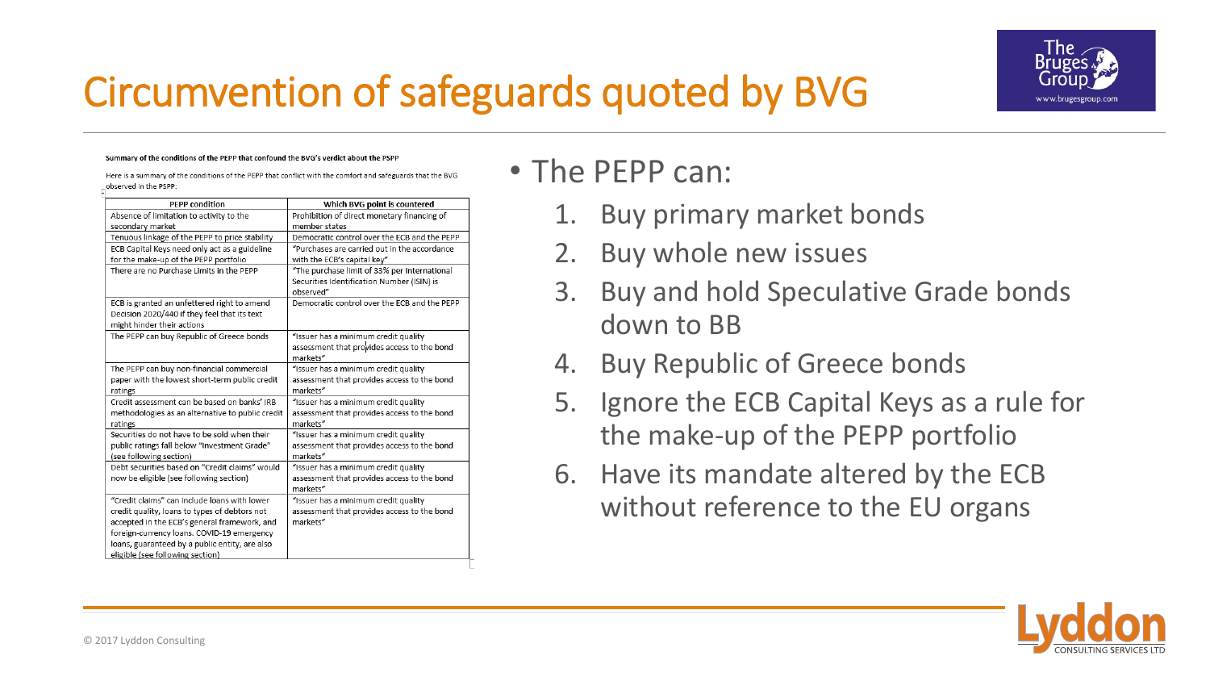# Circumvention of safeguards quoted by BVG

**Summary of the conditions of the PEPP that confound the BVG's verdict about the PSPP**

Here is a summary of the conditions of the PEPP that conflict with the comfort and safeguards that the BVG observed in the PSPP:

| PEPP condition | Which BVG point is countered |
|---|---|
| Absence of limitation to activity to the secondary market | Prohibition of direct monetary financing of member states |
| Tenuous linkage of the PEPP to price stability | Democratic control over the ECB and the PEPP |
| ECB Capital Keys need only act as a guideline for the make-up of the PEPP portfolio | "Purchases are carried out in the accordance with the ECB's capital key" |
| There are no Purchase Limits in the PEPP | "The purchase limit of 33% per International Securities Identification Number (ISIN) is observed" |
| ECB is granted an unfettered right to amend Decision 2020/440 if they feel that its text might hinder their actions | Democratic control over the ECB and the PEPP |
| The PEPP can buy Republic of Greece bonds | "Issuer has a minimum credit quality assessment that provides access to the bond markets" |
| The PEPP can buy non-financial commercial paper with the lowest short-term public credit ratings | "Issuer has a minimum credit quality assessment that provides access to the bond markets" |
| Credit assessment can be based on banks' IRB methodologies as an alternative to public credit ratings | "Issuer has a minimum credit quality assessment that provides access to the bond markets" |
| Securities do not have to be sold when their public ratings fall below "Investment Grade" (see following section) | "Issuer has a minimum credit quality assessment that provides access to the bond markets" |
| Debt securities based on "Credit claims" would now be eligible (see following section) | "Issuer has a minimum credit quality assessment that provides access to the bond markets" |
| "Credit claims" can include loans with lower credit quality, loans to types of debtors not accepted in the ECB's general framework, and foreign-currency loans. COVID-19 emergency loans, guaranteed by a public entity, are also eligible (see following section) | "Issuer has a minimum credit quality assessment that provides access to the bond markets" |

- The PEPP can:
  1. Buy primary market bonds
  2. Buy whole new issues
  3. Buy and hold Speculative Grade bonds down to BB
  4. Buy Republic of Greece bonds
  5. Ignore the ECB Capital Keys as a rule for the make-up of the PEPP portfolio
  6. Have its mandate altered by the ECB without reference to the EU organs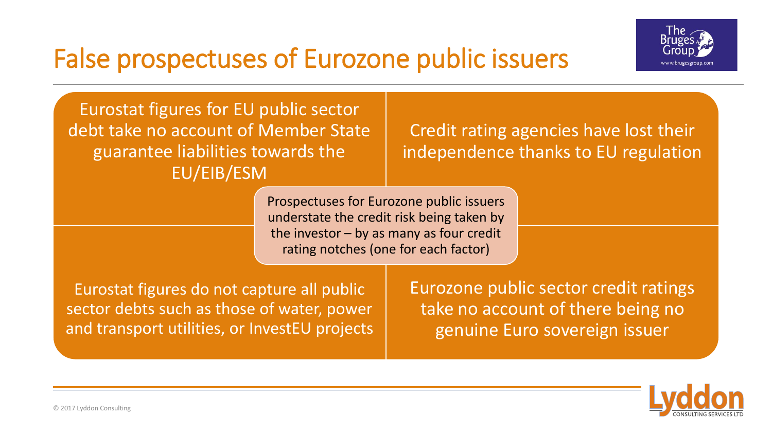# False prospectuses of Eurozone public issuers

Eurostat figures for EU public sector debt take no account of Member State guarantee liabilities towards the EU/EIB/ESM

Credit rating agencies have lost their independence thanks to EU regulation

Prospectuses for Eurozone public issuers understate the credit risk being taken by the investor – by as many as four credit rating notches (one for each factor)

Eurostat figures do not capture all public sector debts such as those of water, power and transport utilities, or InvestEU projects

Eurozone public sector credit ratings take no account of there being no genuine Euro sovereign issuer

© 2017 Lyddon Consulting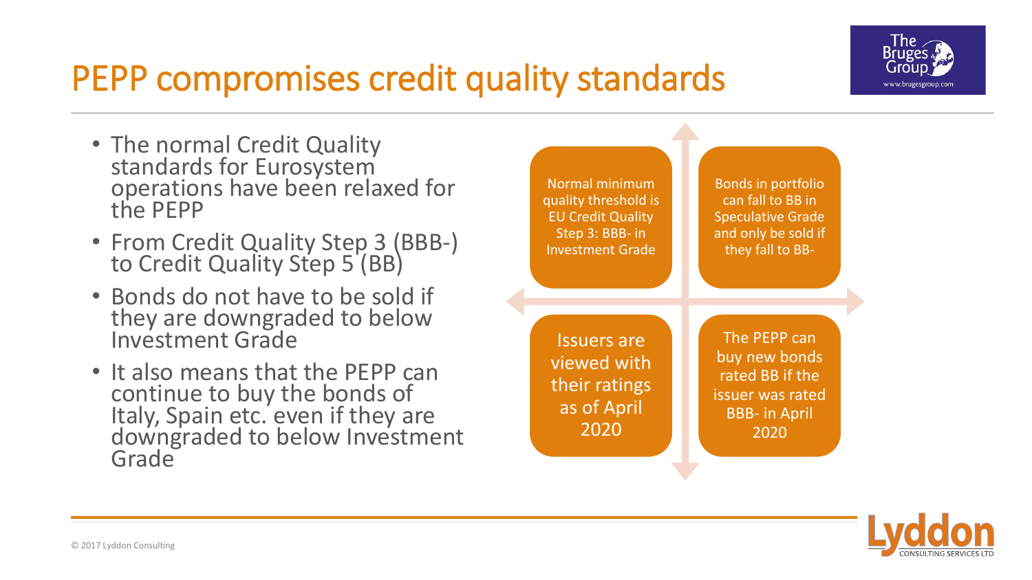# PEPP compromises credit quality standards

- The normal Credit Quality standards for Eurosystem operations have been relaxed for the PEPP
- From Credit Quality Step 3 (BBB-) to Credit Quality Step 5 (BB)
- Bonds do not have to be sold if they are downgraded to below Investment Grade
- It also means that the PEPP can continue to buy the bonds of Italy, Spain etc. even if they are downgraded to below Investment Grade

Normal minimum quality threshold is EU Credit Quality Step 3: BBB- in Investment Grade

Bonds in portfolio can fall to BB in Speculative Grade and only be sold if they fall to BB-

Issuers are viewed with their ratings as of April 2020

The PEPP can buy new bonds rated BB if the issuer was rated BBB- in April 2020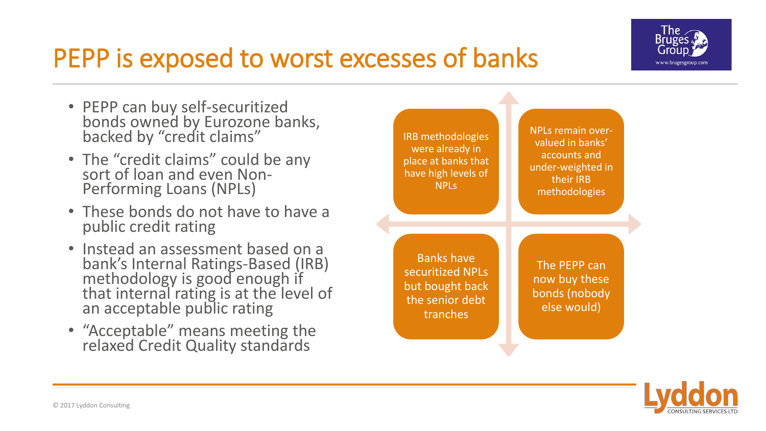# PEPP is exposed to worst excesses of banks

- PEPP can buy self-securitized bonds owned by Eurozone banks, backed by "credit claims"
- The "credit claims" could be any sort of loan and even Non-Performing Loans (NPLs)
- These bonds do not have to have a public credit rating
- Instead an assessment based on a bank's Internal Ratings-Based (IRB) methodology is good enough if that internal rating is at the level of an acceptable public rating
- "Acceptable" means meeting the relaxed Credit Quality standards

IRB methodologies were already in place at banks that have high levels of NPLs

NPLs remain over-valued in banks' accounts and under-weighted in their IRB methodologies

Banks have securitized NPLs but bought back the senior debt tranches

The PEPP can now buy these bonds (nobody else would)

© 2017 Lyddon Consulting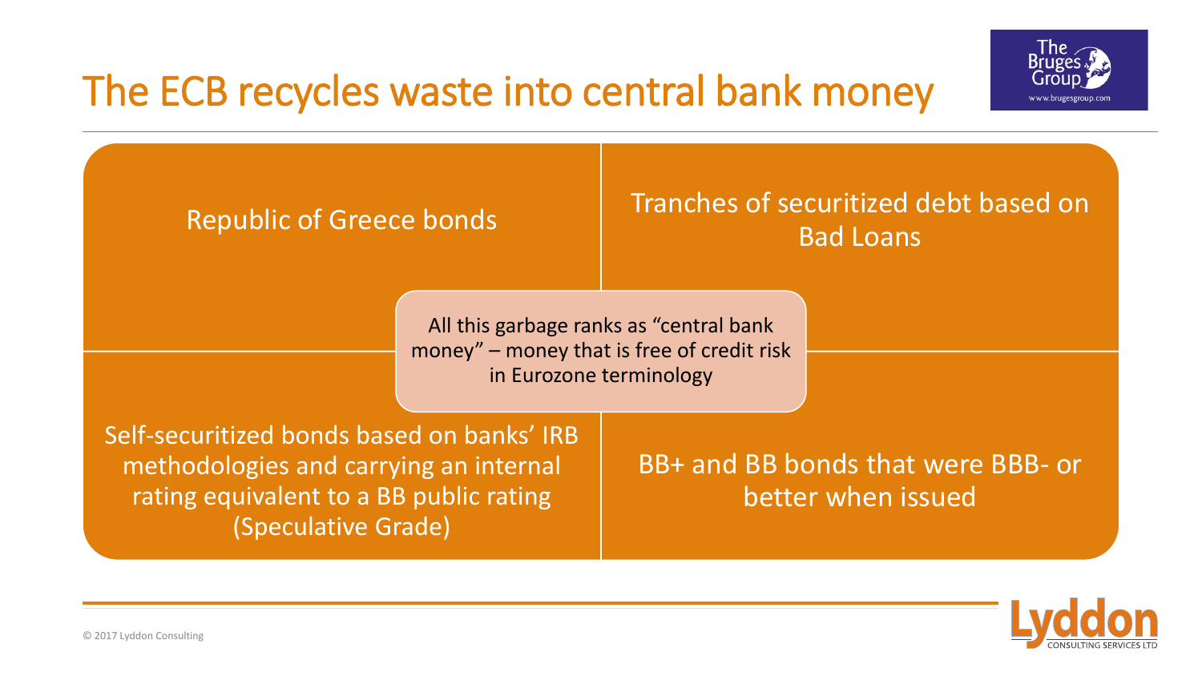# The ECB recycles waste into central bank money

Republic of Greece bonds

Tranches of securitized debt based on Bad Loans

All this garbage ranks as “central bank money” – money that is free of credit risk in Eurozone terminology

Self-securitized bonds based on banks’ IRB methodologies and carrying an internal rating equivalent to a BB public rating (Speculative Grade)

BB+ and BB bonds that were BBB- or better when issued

© 2017 Lyddon Consulting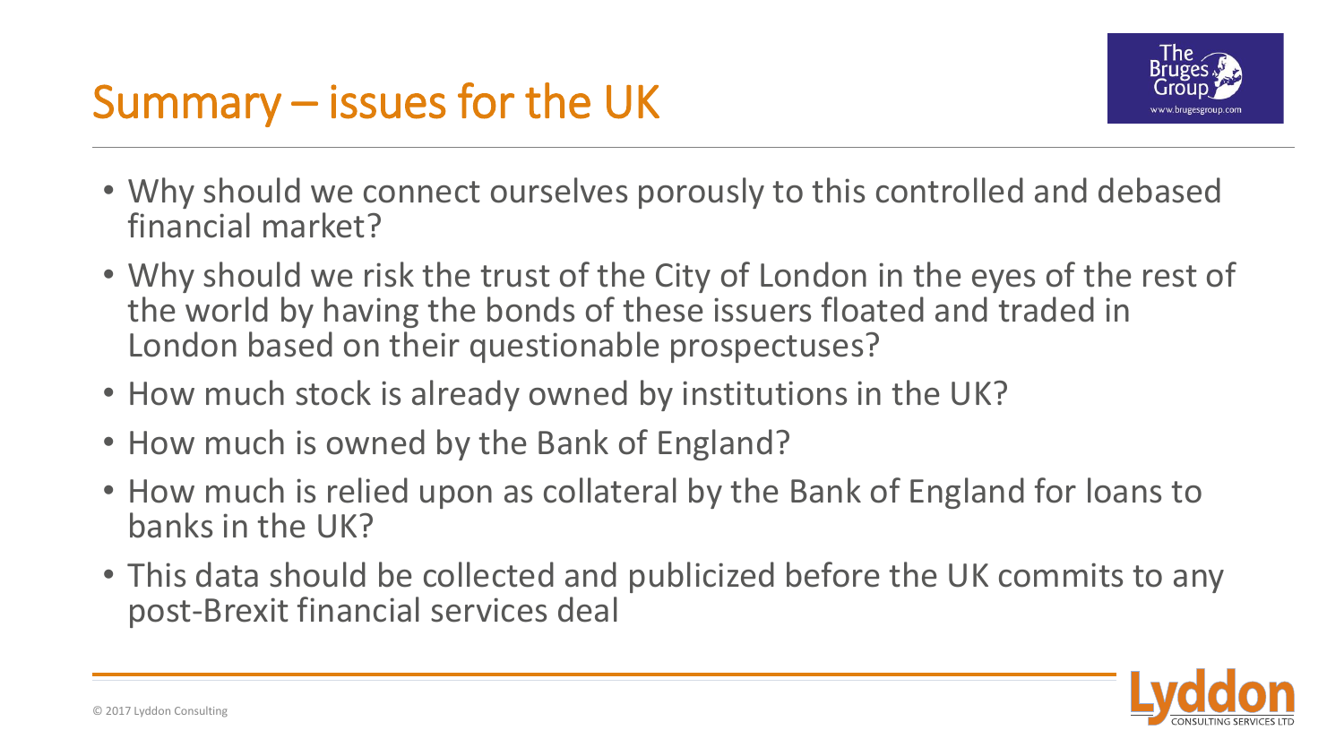# Summary – issues for the UK

- Why should we connect ourselves porously to this controlled and debased financial market?
- Why should we risk the trust of the City of London in the eyes of the rest of the world by having the bonds of these issuers floated and traded in London based on their questionable prospectuses?
- How much stock is already owned by institutions in the UK?
- How much is owned by the Bank of England?
- How much is relied upon as collateral by the Bank of England for loans to banks in the UK?
- This data should be collected and publicized before the UK commits to any post-Brexit financial services deal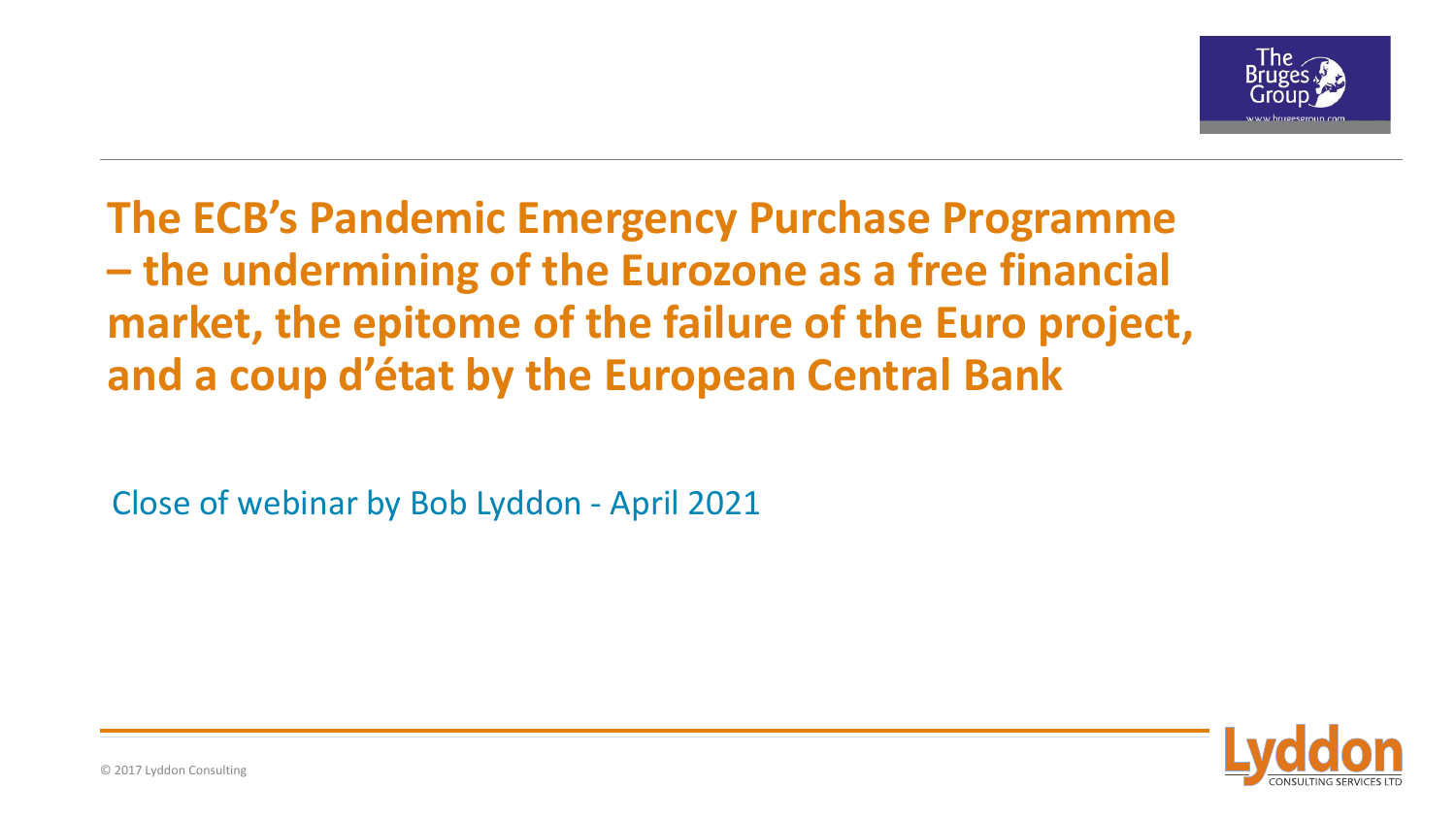# The ECB's Pandemic Emergency Purchase Programme – the undermining of the Eurozone as a free financial market, the epitome of the failure of the Euro project, and a coup d'état by the European Central Bank

Close of webinar by Bob Lyddon - April 2021